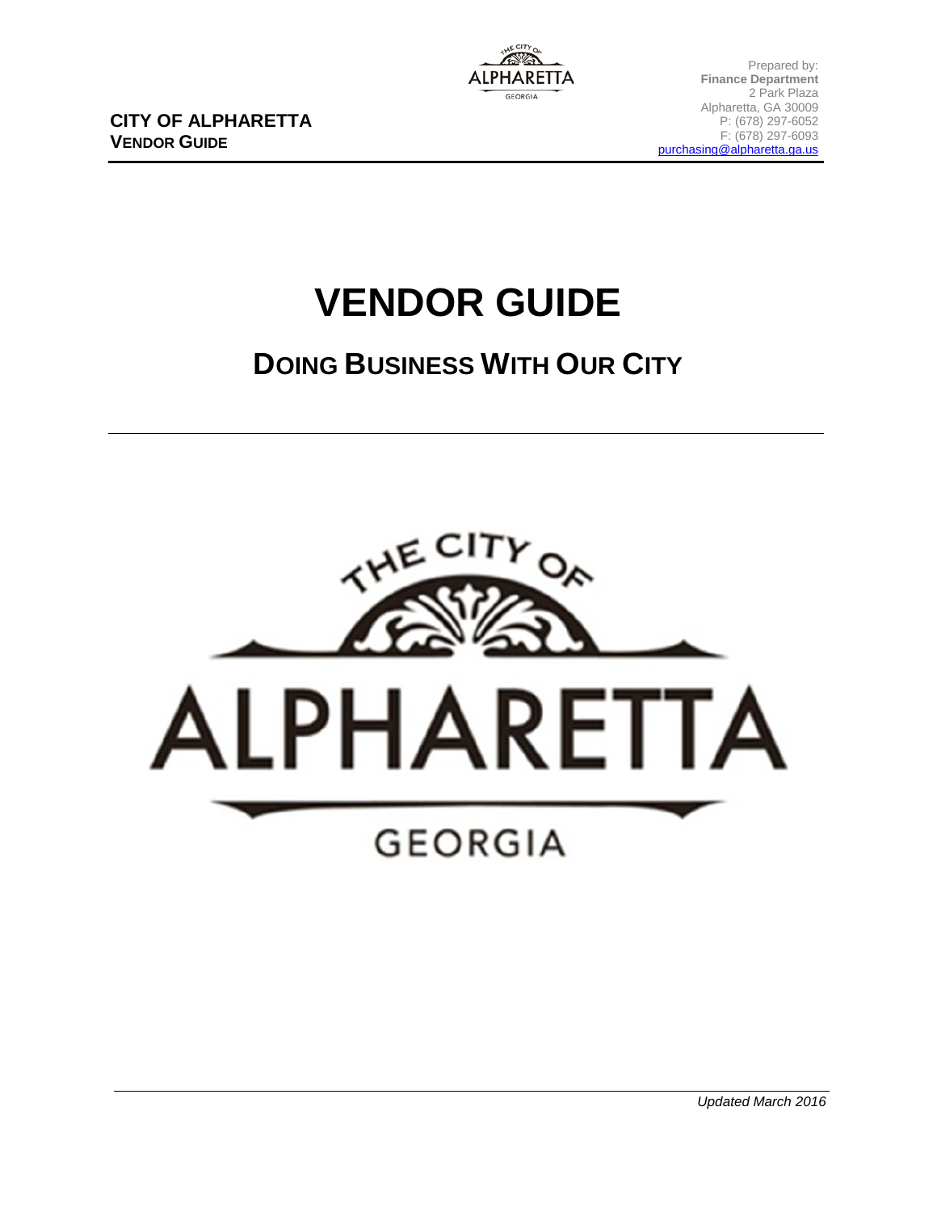**CITY OF ALPHARETTA**
**VENDOR GUIDE**

Prepared by:
**Finance Department**
2 Park Plaza
Alpharetta, GA 30009
P: (678) 297-6052
F: (678) 297-6093
purchasing@alpharetta.ga.us

# VENDOR GUIDE

## DOING BUSINESS WITH OUR CITY

THE CITY OF ALPHARETTA GEORGIA

*Updated March 2016*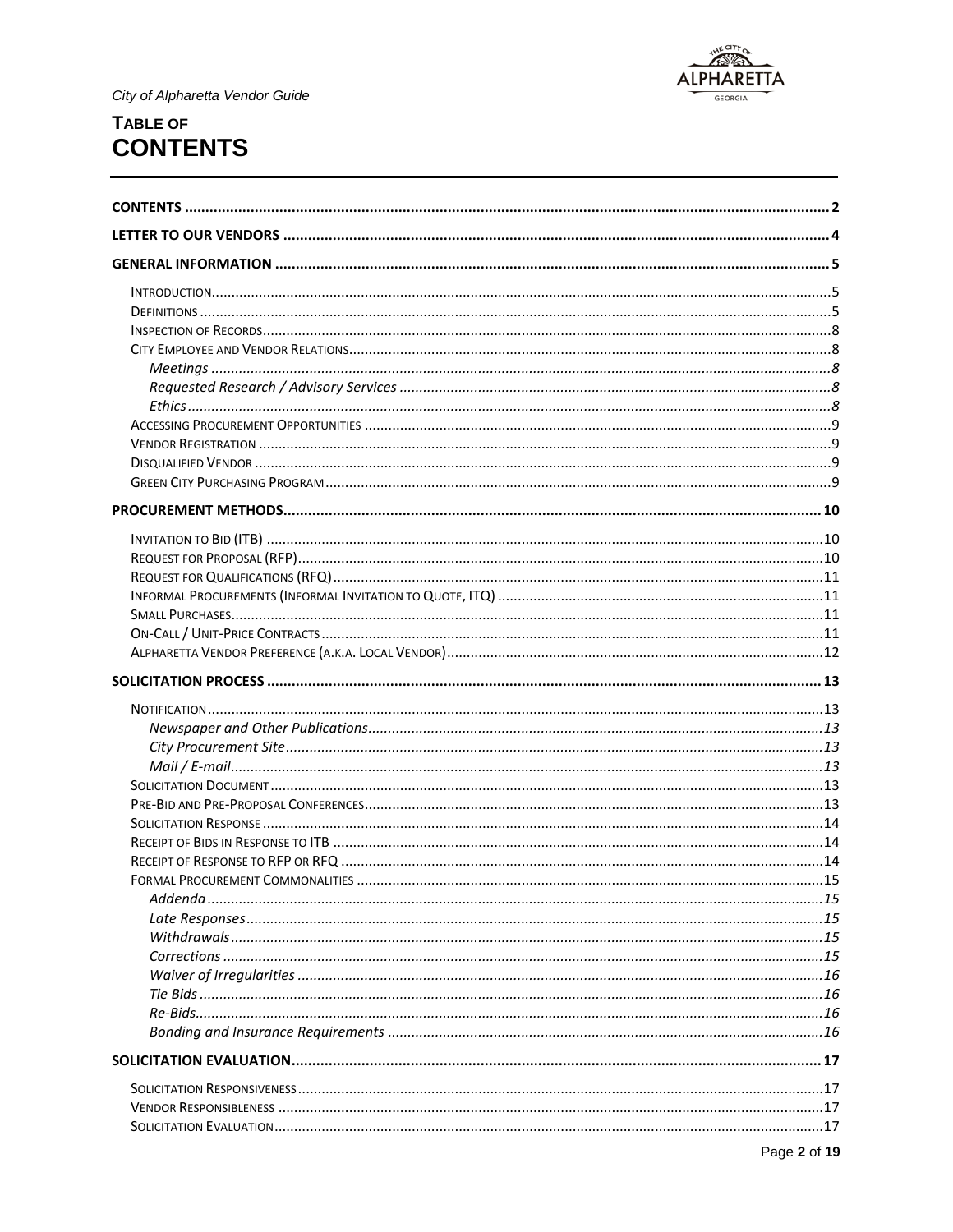# TABLE OF CONTENTS

**CONTENTS** ..... 2

**LETTER TO OUR VENDORS** ..... 4

**GENERAL INFORMATION** ..... 5

- Introduction ..... 5
- Definitions ..... 5
- Inspection of Records ..... 8
- City Employee and Vendor Relations ..... 8
  - *Meetings* ..... 8
  - *Requested Research / Advisory Services* ..... 8
  - *Ethics* ..... 8
- Accessing Procurement Opportunities ..... 9
- Vendor Registration ..... 9
- Disqualified Vendor ..... 9
- Green City Purchasing Program ..... 9

**PROCUREMENT METHODS** ..... 10

- Invitation to Bid (ITB) ..... 10
- Request for Proposal (RFP) ..... 10
- Request for Qualifications (RFQ) ..... 11
- Informal Procurements (Informal Invitation to Quote, ITQ) ..... 11
- Small Purchases ..... 11
- On-Call / Unit-Price Contracts ..... 11
- Alpharetta Vendor Preference (a.k.a. Local Vendor) ..... 12

**SOLICITATION PROCESS** ..... 13

- Notification ..... 13
  - *Newspaper and Other Publications* ..... 13
  - *City Procurement Site* ..... 13
  - *Mail / E-mail* ..... 13
- Solicitation Document ..... 13
- Pre-Bid and Pre-Proposal Conferences ..... 13
- Solicitation Response ..... 14
- Receipt of Bids in Response to ITB ..... 14
- Receipt of Response to RFP or RFQ ..... 14
- Formal Procurement Commonalities ..... 15
  - *Addenda* ..... 15
  - *Late Responses* ..... 15
  - *Withdrawals* ..... 15
  - *Corrections* ..... 15
  - *Waiver of Irregularities* ..... 16
  - *Tie Bids* ..... 16
  - *Re-Bids* ..... 16
  - *Bonding and Insurance Requirements* ..... 16

**SOLICITATION EVALUATION** ..... 17

- Solicitation Responsiveness ..... 17
- Vendor Responsibleness ..... 17
- Solicitation Evaluation ..... 17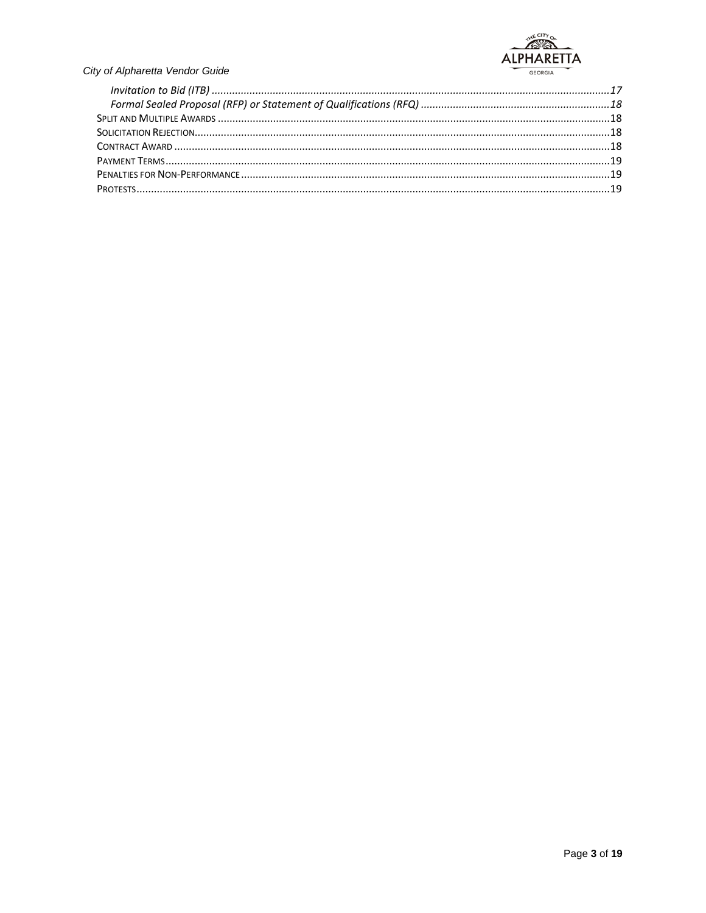*Invitation to Bid (ITB)* ........................................................................................................................... *17*

*Formal Sealed Proposal (RFP) or Statement of Qualifications (RFQ)* ................................................................ *18*

Split and Multiple Awards ........................................................................................................................ 18

Solicitation Rejection................................................................................................................................ 18

Contract Award ........................................................................................................................................ 18

Payment Terms......................................................................................................................................... 19

Penalties for Non-Performance ............................................................................................................... 19

Protests.................................................................................................................................................... 19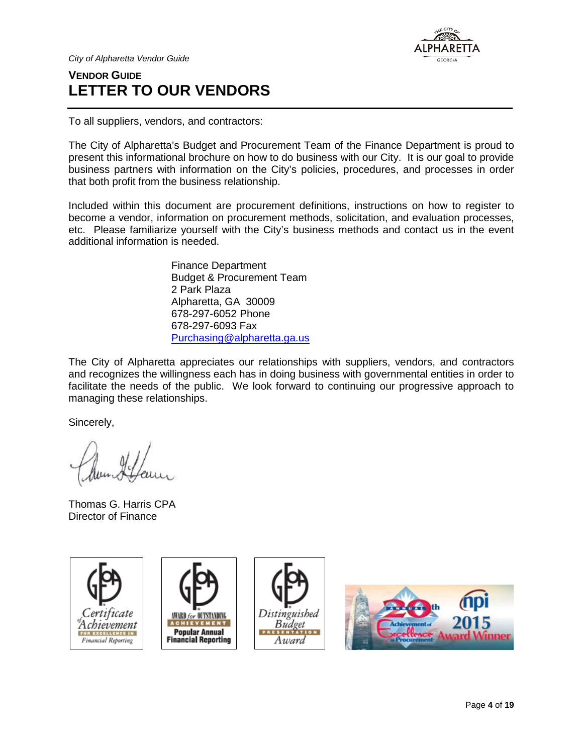## VENDOR GUIDE
# LETTER TO OUR VENDORS

To all suppliers, vendors, and contractors:

The City of Alpharetta's Budget and Procurement Team of the Finance Department is proud to present this informational brochure on how to do business with our City. It is our goal to provide business partners with information on the City's policies, procedures, and processes in order that both profit from the business relationship.

Included within this document are procurement definitions, instructions on how to register to become a vendor, information on procurement methods, solicitation, and evaluation processes, etc. Please familiarize yourself with the City's business methods and contact us in the event additional information is needed.

Finance Department
Budget & Procurement Team
2 Park Plaza
Alpharetta, GA 30009
678-297-6052 Phone
678-297-6093 Fax
Purchasing@alpharetta.ga.us

The City of Alpharetta appreciates our relationships with suppliers, vendors, and contractors and recognizes the willingness each has in doing business with governmental entities in order to facilitate the needs of the public. We look forward to continuing our progressive approach to managing these relationships.

Sincerely,

Thomas G. Harris CPA
Director of Finance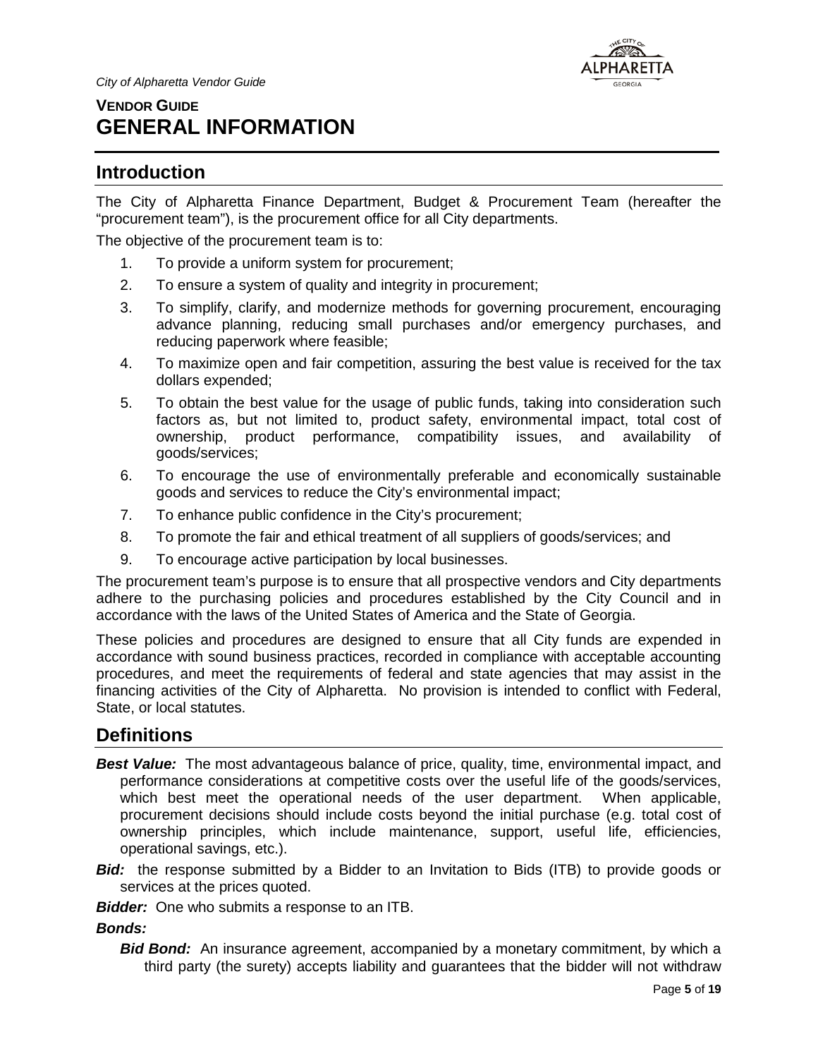**VENDOR GUIDE**

# GENERAL INFORMATION

## Introduction

The City of Alpharetta Finance Department, Budget & Procurement Team (hereafter the "procurement team"), is the procurement office for all City departments.

The objective of the procurement team is to:

1. To provide a uniform system for procurement;
2. To ensure a system of quality and integrity in procurement;
3. To simplify, clarify, and modernize methods for governing procurement, encouraging advance planning, reducing small purchases and/or emergency purchases, and reducing paperwork where feasible;
4. To maximize open and fair competition, assuring the best value is received for the tax dollars expended;
5. To obtain the best value for the usage of public funds, taking into consideration such factors as, but not limited to, product safety, environmental impact, total cost of ownership, product performance, compatibility issues, and availability of goods/services;
6. To encourage the use of environmentally preferable and economically sustainable goods and services to reduce the City's environmental impact;
7. To enhance public confidence in the City's procurement;
8. To promote the fair and ethical treatment of all suppliers of goods/services; and
9. To encourage active participation by local businesses.

The procurement team's purpose is to ensure that all prospective vendors and City departments adhere to the purchasing policies and procedures established by the City Council and in accordance with the laws of the United States of America and the State of Georgia.

These policies and procedures are designed to ensure that all City funds are expended in accordance with sound business practices, recorded in compliance with acceptable accounting procedures, and meet the requirements of federal and state agencies that may assist in the financing activities of the City of Alpharetta. No provision is intended to conflict with Federal, State, or local statutes.

## Definitions

***Best Value:*** The most advantageous balance of price, quality, time, environmental impact, and performance considerations at competitive costs over the useful life of the goods/services, which best meet the operational needs of the user department. When applicable, procurement decisions should include costs beyond the initial purchase (e.g. total cost of ownership principles, which include maintenance, support, useful life, efficiencies, operational savings, etc.).

***Bid:*** the response submitted by a Bidder to an Invitation to Bids (ITB) to provide goods or services at the prices quoted.

***Bidder:*** One who submits a response to an ITB.

***Bonds:***

***Bid Bond:*** An insurance agreement, accompanied by a monetary commitment, by which a third party (the surety) accepts liability and guarantees that the bidder will not withdraw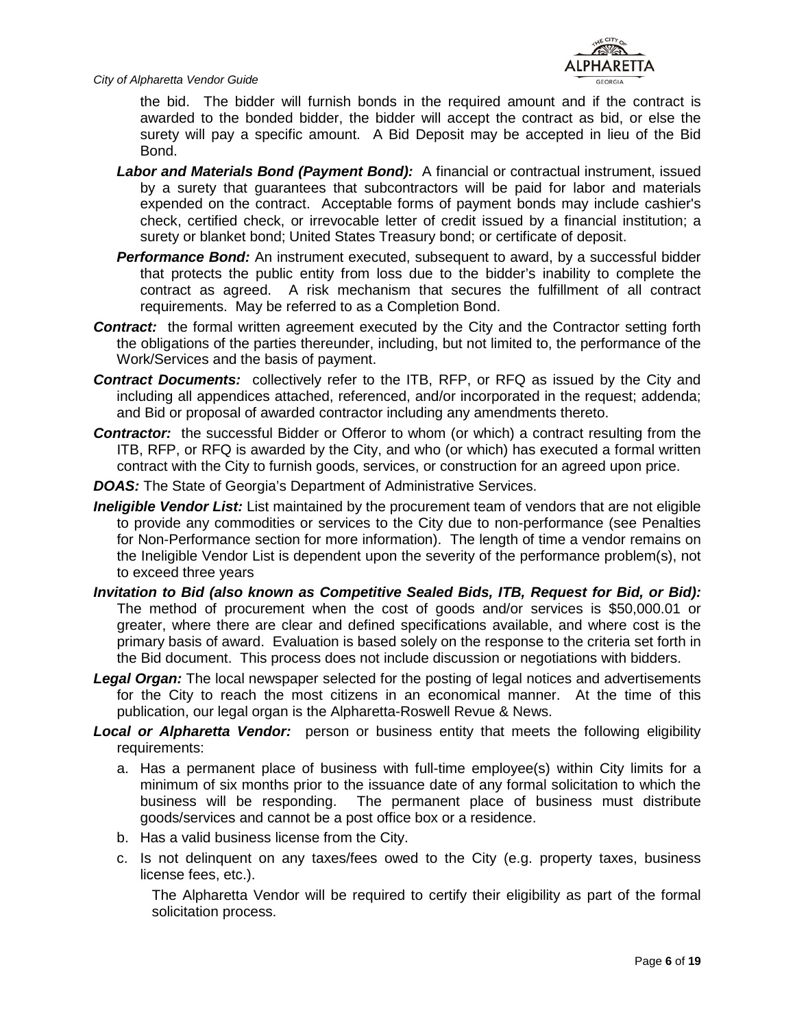the bid. The bidder will furnish bonds in the required amount and if the contract is awarded to the bonded bidder, the bidder will accept the contract as bid, or else the surety will pay a specific amount. A Bid Deposit may be accepted in lieu of the Bid Bond.

***Labor and Materials Bond (Payment Bond):*** A financial or contractual instrument, issued by a surety that guarantees that subcontractors will be paid for labor and materials expended on the contract. Acceptable forms of payment bonds may include cashier's check, certified check, or irrevocable letter of credit issued by a financial institution; a surety or blanket bond; United States Treasury bond; or certificate of deposit.

***Performance Bond:*** An instrument executed, subsequent to award, by a successful bidder that protects the public entity from loss due to the bidder's inability to complete the contract as agreed. A risk mechanism that secures the fulfillment of all contract requirements. May be referred to as a Completion Bond.

***Contract:*** the formal written agreement executed by the City and the Contractor setting forth the obligations of the parties thereunder, including, but not limited to, the performance of the Work/Services and the basis of payment.

***Contract Documents:*** collectively refer to the ITB, RFP, or RFQ as issued by the City and including all appendices attached, referenced, and/or incorporated in the request; addenda; and Bid or proposal of awarded contractor including any amendments thereto.

***Contractor:*** the successful Bidder or Offeror to whom (or which) a contract resulting from the ITB, RFP, or RFQ is awarded by the City, and who (or which) has executed a formal written contract with the City to furnish goods, services, or construction for an agreed upon price.

***DOAS:*** The State of Georgia's Department of Administrative Services.

***Ineligible Vendor List:*** List maintained by the procurement team of vendors that are not eligible to provide any commodities or services to the City due to non-performance (see Penalties for Non-Performance section for more information). The length of time a vendor remains on the Ineligible Vendor List is dependent upon the severity of the performance problem(s), not to exceed three years

***Invitation to Bid (also known as Competitive Sealed Bids, ITB, Request for Bid, or Bid):*** The method of procurement when the cost of goods and/or services is $50,000.01 or greater, where there are clear and defined specifications available, and where cost is the primary basis of award. Evaluation is based solely on the response to the criteria set forth in the Bid document. This process does not include discussion or negotiations with bidders.

***Legal Organ:*** The local newspaper selected for the posting of legal notices and advertisements for the City to reach the most citizens in an economical manner. At the time of this publication, our legal organ is the Alpharetta-Roswell Revue & News.

***Local or Alpharetta Vendor:*** person or business entity that meets the following eligibility requirements:

a. Has a permanent place of business with full-time employee(s) within City limits for a minimum of six months prior to the issuance date of any formal solicitation to which the business will be responding. The permanent place of business must distribute goods/services and cannot be a post office box or a residence.
b. Has a valid business license from the City.
c. Is not delinquent on any taxes/fees owed to the City (e.g. property taxes, business license fees, etc.).

The Alpharetta Vendor will be required to certify their eligibility as part of the formal solicitation process.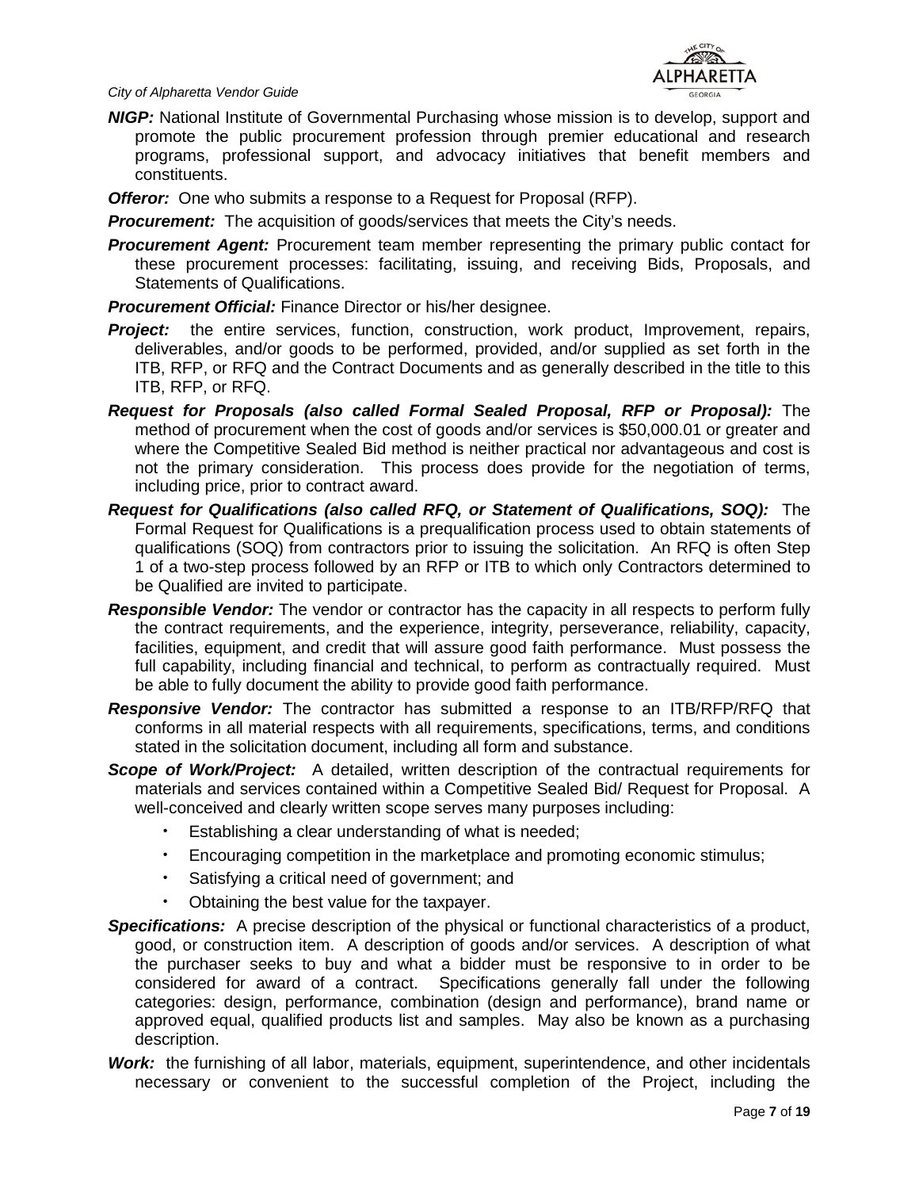***NIGP:*** National Institute of Governmental Purchasing whose mission is to develop, support and promote the public procurement profession through premier educational and research programs, professional support, and advocacy initiatives that benefit members and constituents.

***Offeror:*** One who submits a response to a Request for Proposal (RFP).

***Procurement:*** The acquisition of goods/services that meets the City's needs.

***Procurement Agent:*** Procurement team member representing the primary public contact for these procurement processes: facilitating, issuing, and receiving Bids, Proposals, and Statements of Qualifications.

***Procurement Official:*** Finance Director or his/her designee.

***Project:*** the entire services, function, construction, work product, Improvement, repairs, deliverables, and/or goods to be performed, provided, and/or supplied as set forth in the ITB, RFP, or RFQ and the Contract Documents and as generally described in the title to this ITB, RFP, or RFQ.

***Request for Proposals (also called Formal Sealed Proposal, RFP or Proposal):*** The method of procurement when the cost of goods and/or services is $50,000.01 or greater and where the Competitive Sealed Bid method is neither practical nor advantageous and cost is not the primary consideration. This process does provide for the negotiation of terms, including price, prior to contract award.

***Request for Qualifications (also called RFQ, or Statement of Qualifications, SOQ):*** The Formal Request for Qualifications is a prequalification process used to obtain statements of qualifications (SOQ) from contractors prior to issuing the solicitation. An RFQ is often Step 1 of a two-step process followed by an RFP or ITB to which only Contractors determined to be Qualified are invited to participate.

***Responsible Vendor:*** The vendor or contractor has the capacity in all respects to perform fully the contract requirements, and the experience, integrity, perseverance, reliability, capacity, facilities, equipment, and credit that will assure good faith performance. Must possess the full capability, including financial and technical, to perform as contractually required. Must be able to fully document the ability to provide good faith performance.

***Responsive Vendor:*** The contractor has submitted a response to an ITB/RFP/RFQ that conforms in all material respects with all requirements, specifications, terms, and conditions stated in the solicitation document, including all form and substance.

***Scope of Work/Project:*** A detailed, written description of the contractual requirements for materials and services contained within a Competitive Sealed Bid/ Request for Proposal. A well-conceived and clearly written scope serves many purposes including:

- Establishing a clear understanding of what is needed;
- Encouraging competition in the marketplace and promoting economic stimulus;
- Satisfying a critical need of government; and
- Obtaining the best value for the taxpayer.

***Specifications:*** A precise description of the physical or functional characteristics of a product, good, or construction item. A description of goods and/or services. A description of what the purchaser seeks to buy and what a bidder must be responsive to in order to be considered for award of a contract. Specifications generally fall under the following categories: design, performance, combination (design and performance), brand name or approved equal, qualified products list and samples. May also be known as a purchasing description.

***Work:*** the furnishing of all labor, materials, equipment, superintendence, and other incidentals necessary or convenient to the successful completion of the Project, including the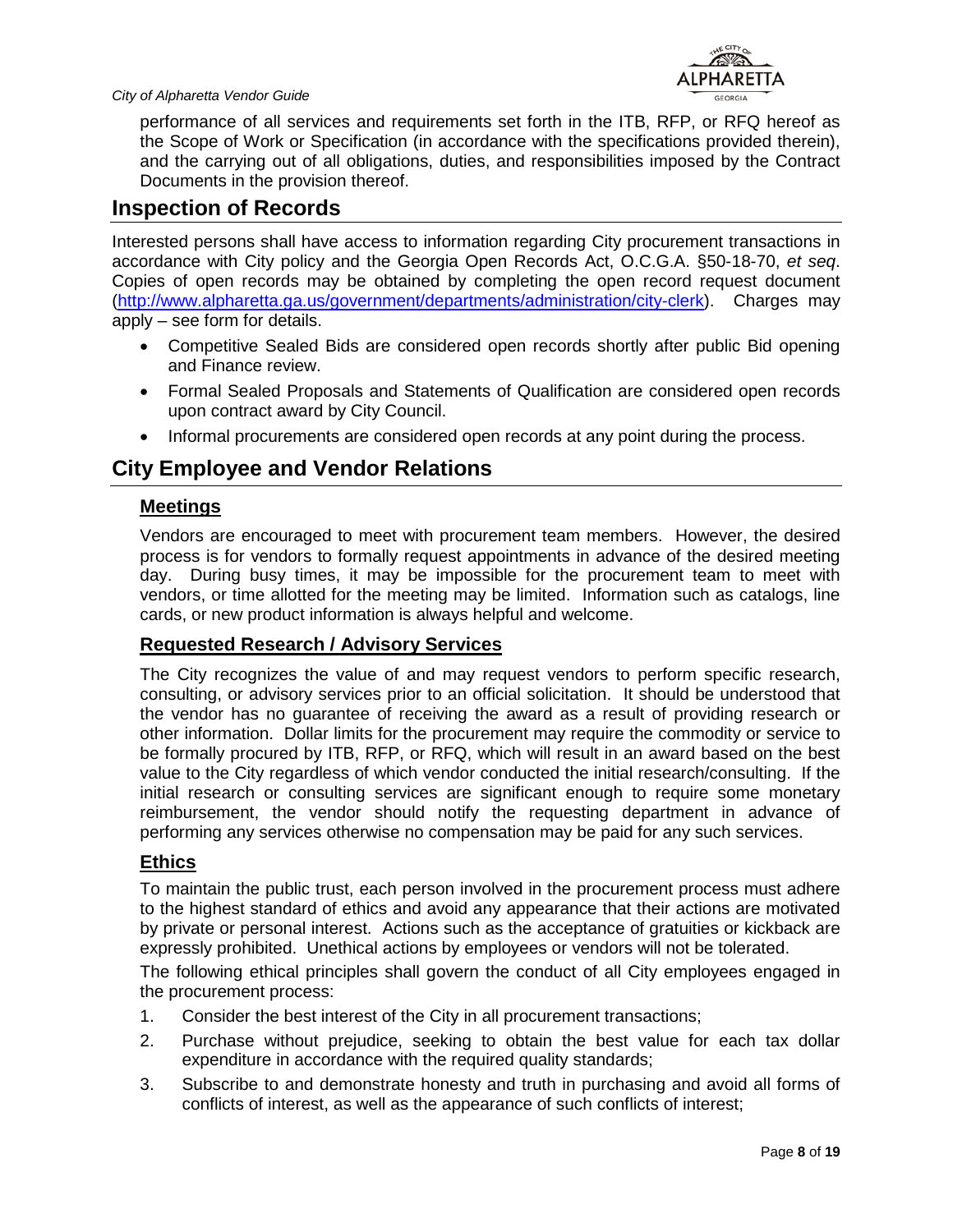performance of all services and requirements set forth in the ITB, RFP, or RFQ hereof as the Scope of Work or Specification (in accordance with the specifications provided therein), and the carrying out of all obligations, duties, and responsibilities imposed by the Contract Documents in the provision thereof.

## Inspection of Records

Interested persons shall have access to information regarding City procurement transactions in accordance with City policy and the Georgia Open Records Act, O.C.G.A. §50-18-70, *et seq*. Copies of open records may be obtained by completing the open record request document ([http://www.alpharetta.ga.us/government/departments/administration/city-clerk](http://www.alpharetta.ga.us/government/departments/administration/city-clerk)). Charges may apply – see form for details.

- Competitive Sealed Bids are considered open records shortly after public Bid opening and Finance review.
- Formal Sealed Proposals and Statements of Qualification are considered open records upon contract award by City Council.
- Informal procurements are considered open records at any point during the process.

## City Employee and Vendor Relations

### Meetings

Vendors are encouraged to meet with procurement team members. However, the desired process is for vendors to formally request appointments in advance of the desired meeting day. During busy times, it may be impossible for the procurement team to meet with vendors, or time allotted for the meeting may be limited. Information such as catalogs, line cards, or new product information is always helpful and welcome.

### Requested Research / Advisory Services

The City recognizes the value of and may request vendors to perform specific research, consulting, or advisory services prior to an official solicitation. It should be understood that the vendor has no guarantee of receiving the award as a result of providing research or other information. Dollar limits for the procurement may require the commodity or service to be formally procured by ITB, RFP, or RFQ, which will result in an award based on the best value to the City regardless of which vendor conducted the initial research/consulting. If the initial research or consulting services are significant enough to require some monetary reimbursement, the vendor should notify the requesting department in advance of performing any services otherwise no compensation may be paid for any such services.

### Ethics

To maintain the public trust, each person involved in the procurement process must adhere to the highest standard of ethics and avoid any appearance that their actions are motivated by private or personal interest. Actions such as the acceptance of gratuities or kickback are expressly prohibited. Unethical actions by employees or vendors will not be tolerated.

The following ethical principles shall govern the conduct of all City employees engaged in the procurement process:

1. Consider the best interest of the City in all procurement transactions;
2. Purchase without prejudice, seeking to obtain the best value for each tax dollar expenditure in accordance with the required quality standards;
3. Subscribe to and demonstrate honesty and truth in purchasing and avoid all forms of conflicts of interest, as well as the appearance of such conflicts of interest;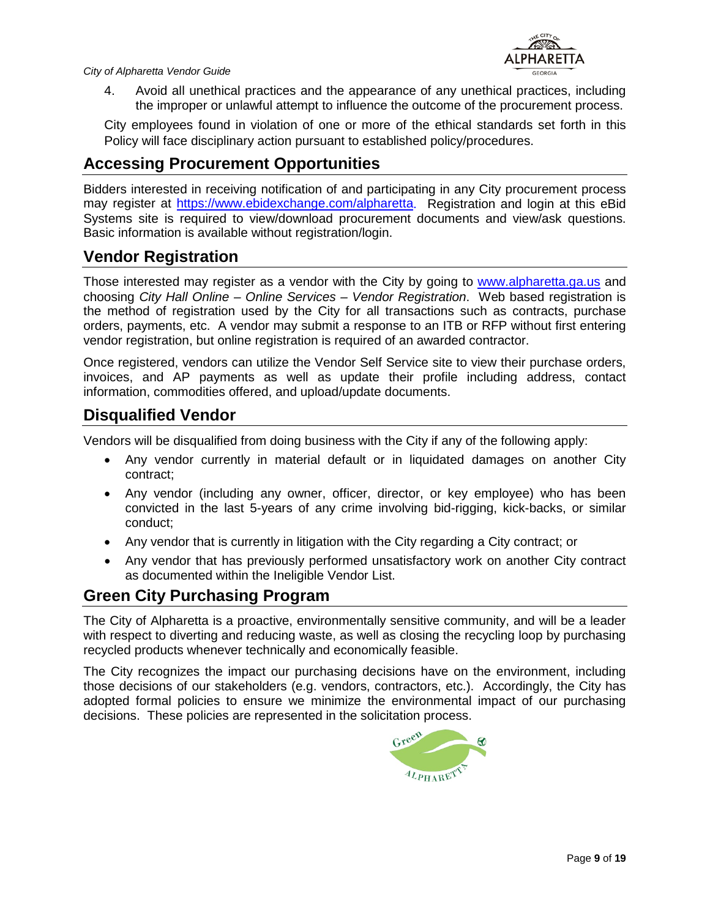4. Avoid all unethical practices and the appearance of any unethical practices, including the improper or unlawful attempt to influence the outcome of the procurement process.

City employees found in violation of one or more of the ethical standards set forth in this Policy will face disciplinary action pursuant to established policy/procedures.

## Accessing Procurement Opportunities

Bidders interested in receiving notification of and participating in any City procurement process may register at https://www.ebidexchange.com/alpharetta. Registration and login at this eBid Systems site is required to view/download procurement documents and view/ask questions. Basic information is available without registration/login.

## Vendor Registration

Those interested may register as a vendor with the City by going to www.alpharetta.ga.us and choosing *City Hall Online – Online Services – Vendor Registration*. Web based registration is the method of registration used by the City for all transactions such as contracts, purchase orders, payments, etc. A vendor may submit a response to an ITB or RFP without first entering vendor registration, but online registration is required of an awarded contractor.

Once registered, vendors can utilize the Vendor Self Service site to view their purchase orders, invoices, and AP payments as well as update their profile including address, contact information, commodities offered, and upload/update documents.

## Disqualified Vendor

Vendors will be disqualified from doing business with the City if any of the following apply:

- Any vendor currently in material default or in liquidated damages on another City contract;
- Any vendor (including any owner, officer, director, or key employee) who has been convicted in the last 5-years of any crime involving bid-rigging, kick-backs, or similar conduct;
- Any vendor that is currently in litigation with the City regarding a City contract; or
- Any vendor that has previously performed unsatisfactory work on another City contract as documented within the Ineligible Vendor List.

## Green City Purchasing Program

The City of Alpharetta is a proactive, environmentally sensitive community, and will be a leader with respect to diverting and reducing waste, as well as closing the recycling loop by purchasing recycled products whenever technically and economically feasible.

The City recognizes the impact our purchasing decisions have on the environment, including those decisions of our stakeholders (e.g. vendors, contractors, etc.). Accordingly, the City has adopted formal policies to ensure we minimize the environmental impact of our purchasing decisions. These policies are represented in the solicitation process.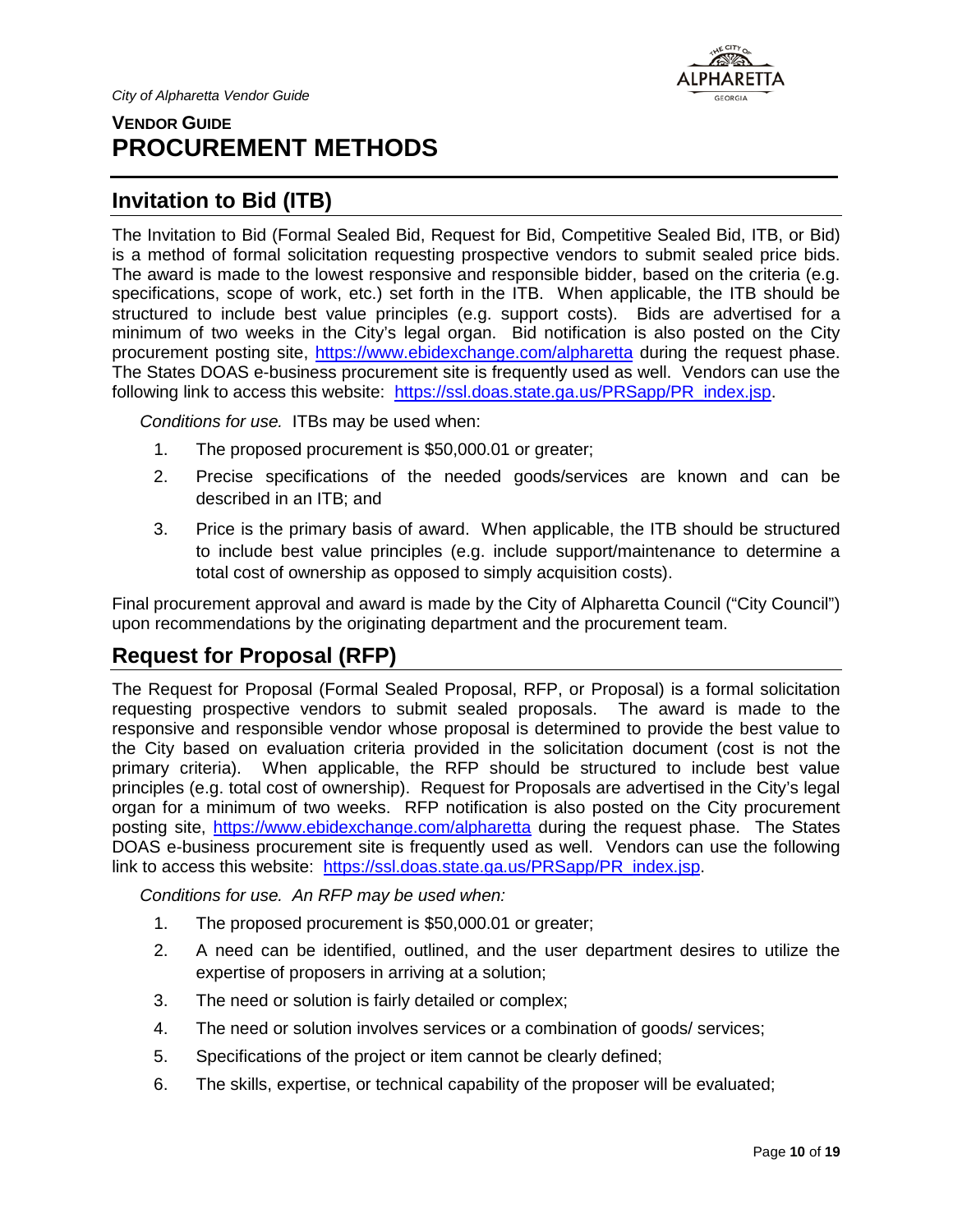## VENDOR GUIDE
# PROCUREMENT METHODS

## Invitation to Bid (ITB)

The Invitation to Bid (Formal Sealed Bid, Request for Bid, Competitive Sealed Bid, ITB, or Bid) is a method of formal solicitation requesting prospective vendors to submit sealed price bids. The award is made to the lowest responsive and responsible bidder, based on the criteria (e.g. specifications, scope of work, etc.) set forth in the ITB. When applicable, the ITB should be structured to include best value principles (e.g. support costs). Bids are advertised for a minimum of two weeks in the City's legal organ. Bid notification is also posted on the City procurement posting site, https://www.ebidexchange.com/alpharetta during the request phase. The States DOAS e-business procurement site is frequently used as well. Vendors can use the following link to access this website: https://ssl.doas.state.ga.us/PRSapp/PR_index.jsp.

*Conditions for use.* ITBs may be used when:

1. The proposed procurement is $50,000.01 or greater;
2. Precise specifications of the needed goods/services are known and can be described in an ITB; and
3. Price is the primary basis of award. When applicable, the ITB should be structured to include best value principles (e.g. include support/maintenance to determine a total cost of ownership as opposed to simply acquisition costs).

Final procurement approval and award is made by the City of Alpharetta Council ("City Council") upon recommendations by the originating department and the procurement team.

## Request for Proposal (RFP)

The Request for Proposal (Formal Sealed Proposal, RFP, or Proposal) is a formal solicitation requesting prospective vendors to submit sealed proposals. The award is made to the responsive and responsible vendor whose proposal is determined to provide the best value to the City based on evaluation criteria provided in the solicitation document (cost is not the primary criteria). When applicable, the RFP should be structured to include best value principles (e.g. total cost of ownership). Request for Proposals are advertised in the City's legal organ for a minimum of two weeks. RFP notification is also posted on the City procurement posting site, https://www.ebidexchange.com/alpharetta during the request phase. The States DOAS e-business procurement site is frequently used as well. Vendors can use the following link to access this website: https://ssl.doas.state.ga.us/PRSapp/PR_index.jsp.

*Conditions for use. An RFP may be used when:*

1. The proposed procurement is $50,000.01 or greater;
2. A need can be identified, outlined, and the user department desires to utilize the expertise of proposers in arriving at a solution;
3. The need or solution is fairly detailed or complex;
4. The need or solution involves services or a combination of goods/ services;
5. Specifications of the project or item cannot be clearly defined;
6. The skills, expertise, or technical capability of the proposer will be evaluated;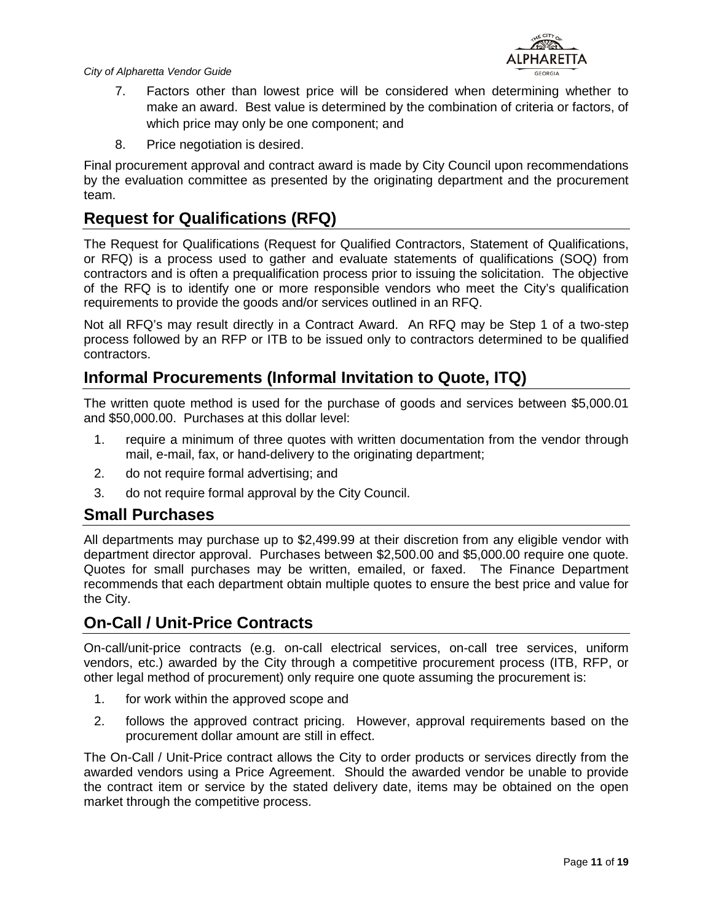7. Factors other than lowest price will be considered when determining whether to make an award. Best value is determined by the combination of criteria or factors, of which price may only be one component; and
8. Price negotiation is desired.

Final procurement approval and contract award is made by City Council upon recommendations by the evaluation committee as presented by the originating department and the procurement team.

## Request for Qualifications (RFQ)

The Request for Qualifications (Request for Qualified Contractors, Statement of Qualifications, or RFQ) is a process used to gather and evaluate statements of qualifications (SOQ) from contractors and is often a prequalification process prior to issuing the solicitation. The objective of the RFQ is to identify one or more responsible vendors who meet the City's qualification requirements to provide the goods and/or services outlined in an RFQ.

Not all RFQ's may result directly in a Contract Award. An RFQ may be Step 1 of a two-step process followed by an RFP or ITB to be issued only to contractors determined to be qualified contractors.

## Informal Procurements (Informal Invitation to Quote, ITQ)

The written quote method is used for the purchase of goods and services between $5,000.01 and $50,000.00. Purchases at this dollar level:

1. require a minimum of three quotes with written documentation from the vendor through mail, e-mail, fax, or hand-delivery to the originating department;
2. do not require formal advertising; and
3. do not require formal approval by the City Council.

## Small Purchases

All departments may purchase up to $2,499.99 at their discretion from any eligible vendor with department director approval. Purchases between $2,500.00 and $5,000.00 require one quote. Quotes for small purchases may be written, emailed, or faxed. The Finance Department recommends that each department obtain multiple quotes to ensure the best price and value for the City.

## On-Call / Unit-Price Contracts

On-call/unit-price contracts (e.g. on-call electrical services, on-call tree services, uniform vendors, etc.) awarded by the City through a competitive procurement process (ITB, RFP, or other legal method of procurement) only require one quote assuming the procurement is:

1. for work within the approved scope and
2. follows the approved contract pricing. However, approval requirements based on the procurement dollar amount are still in effect.

The On-Call / Unit-Price contract allows the City to order products or services directly from the awarded vendors using a Price Agreement. Should the awarded vendor be unable to provide the contract item or service by the stated delivery date, items may be obtained on the open market through the competitive process.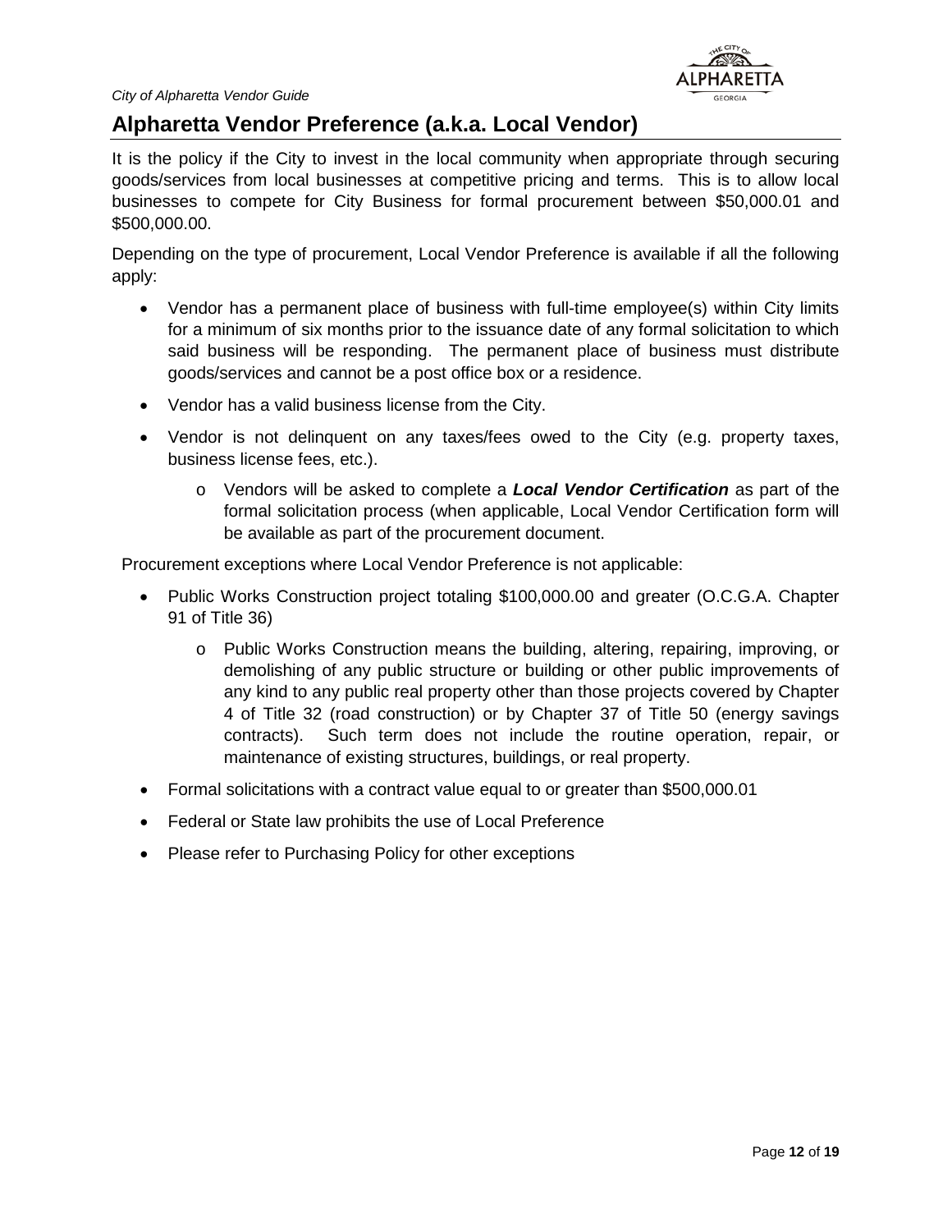## Alpharetta Vendor Preference (a.k.a. Local Vendor)

It is the policy if the City to invest in the local community when appropriate through securing goods/services from local businesses at competitive pricing and terms. This is to allow local businesses to compete for City Business for formal procurement between $50,000.01 and $500,000.00.

Depending on the type of procurement, Local Vendor Preference is available if all the following apply:

- Vendor has a permanent place of business with full-time employee(s) within City limits for a minimum of six months prior to the issuance date of any formal solicitation to which said business will be responding. The permanent place of business must distribute goods/services and cannot be a post office box or a residence.
- Vendor has a valid business license from the City.
- Vendor is not delinquent on any taxes/fees owed to the City (e.g. property taxes, business license fees, etc.).
    - Vendors will be asked to complete a ***Local Vendor Certification*** as part of the formal solicitation process (when applicable, Local Vendor Certification form will be available as part of the procurement document.

Procurement exceptions where Local Vendor Preference is not applicable:

- Public Works Construction project totaling $100,000.00 and greater (O.C.G.A. Chapter 91 of Title 36)
    - Public Works Construction means the building, altering, repairing, improving, or demolishing of any public structure or building or other public improvements of any kind to any public real property other than those projects covered by Chapter 4 of Title 32 (road construction) or by Chapter 37 of Title 50 (energy savings contracts). Such term does not include the routine operation, repair, or maintenance of existing structures, buildings, or real property.
- Formal solicitations with a contract value equal to or greater than $500,000.01
- Federal or State law prohibits the use of Local Preference
- Please refer to Purchasing Policy for other exceptions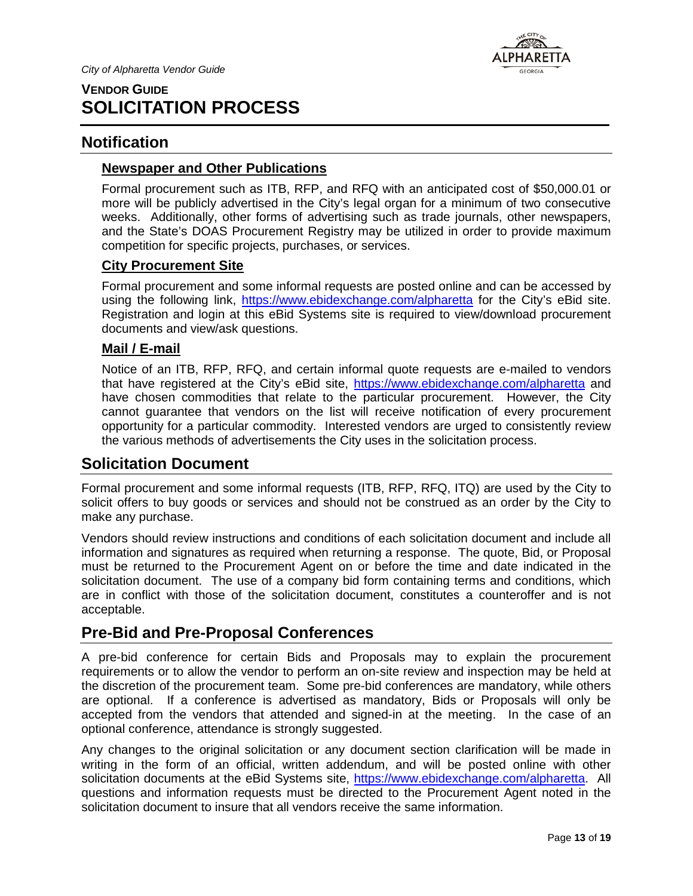## VENDOR GUIDE
# SOLICITATION PROCESS

## Notification

### Newspaper and Other Publications

Formal procurement such as ITB, RFP, and RFQ with an anticipated cost of $50,000.01 or more will be publicly advertised in the City's legal organ for a minimum of two consecutive weeks. Additionally, other forms of advertising such as trade journals, other newspapers, and the State's DOAS Procurement Registry may be utilized in order to provide maximum competition for specific projects, purchases, or services.

### City Procurement Site

Formal procurement and some informal requests are posted online and can be accessed by using the following link, https://www.ebidexchange.com/alpharetta for the City's eBid site. Registration and login at this eBid Systems site is required to view/download procurement documents and view/ask questions.

### Mail / E-mail

Notice of an ITB, RFP, RFQ, and certain informal quote requests are e-mailed to vendors that have registered at the City's eBid site, https://www.ebidexchange.com/alpharetta and have chosen commodities that relate to the particular procurement. However, the City cannot guarantee that vendors on the list will receive notification of every procurement opportunity for a particular commodity. Interested vendors are urged to consistently review the various methods of advertisements the City uses in the solicitation process.

## Solicitation Document

Formal procurement and some informal requests (ITB, RFP, RFQ, ITQ) are used by the City to solicit offers to buy goods or services and should not be construed as an order by the City to make any purchase.

Vendors should review instructions and conditions of each solicitation document and include all information and signatures as required when returning a response. The quote, Bid, or Proposal must be returned to the Procurement Agent on or before the time and date indicated in the solicitation document. The use of a company bid form containing terms and conditions, which are in conflict with those of the solicitation document, constitutes a counteroffer and is not acceptable.

## Pre-Bid and Pre-Proposal Conferences

A pre-bid conference for certain Bids and Proposals may to explain the procurement requirements or to allow the vendor to perform an on-site review and inspection may be held at the discretion of the procurement team. Some pre-bid conferences are mandatory, while others are optional. If a conference is advertised as mandatory, Bids or Proposals will only be accepted from the vendors that attended and signed-in at the meeting. In the case of an optional conference, attendance is strongly suggested.

Any changes to the original solicitation or any document section clarification will be made in writing in the form of an official, written addendum, and will be posted online with other solicitation documents at the eBid Systems site, https://www.ebidexchange.com/alpharetta. All questions and information requests must be directed to the Procurement Agent noted in the solicitation document to insure that all vendors receive the same information.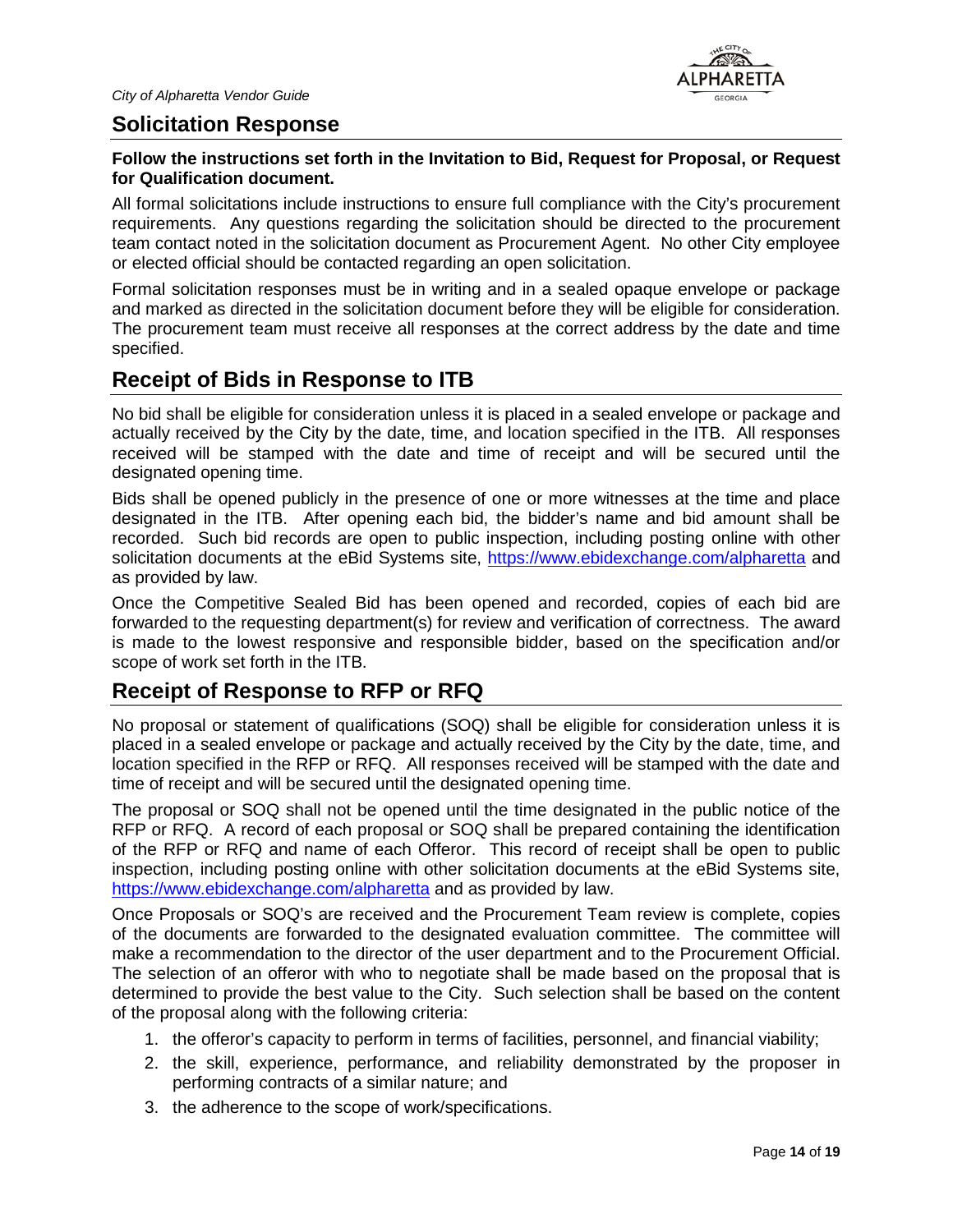## Solicitation Response

**Follow the instructions set forth in the Invitation to Bid, Request for Proposal, or Request for Qualification document.**

All formal solicitations include instructions to ensure full compliance with the City's procurement requirements. Any questions regarding the solicitation should be directed to the procurement team contact noted in the solicitation document as Procurement Agent. No other City employee or elected official should be contacted regarding an open solicitation.

Formal solicitation responses must be in writing and in a sealed opaque envelope or package and marked as directed in the solicitation document before they will be eligible for consideration. The procurement team must receive all responses at the correct address by the date and time specified.

## Receipt of Bids in Response to ITB

No bid shall be eligible for consideration unless it is placed in a sealed envelope or package and actually received by the City by the date, time, and location specified in the ITB. All responses received will be stamped with the date and time of receipt and will be secured until the designated opening time.

Bids shall be opened publicly in the presence of one or more witnesses at the time and place designated in the ITB. After opening each bid, the bidder's name and bid amount shall be recorded. Such bid records are open to public inspection, including posting online with other solicitation documents at the eBid Systems site, [https://www.ebidexchange.com/alpharetta](https://www.ebidexchange.com/alpharetta) and as provided by law.

Once the Competitive Sealed Bid has been opened and recorded, copies of each bid are forwarded to the requesting department(s) for review and verification of correctness. The award is made to the lowest responsive and responsible bidder, based on the specification and/or scope of work set forth in the ITB.

## Receipt of Response to RFP or RFQ

No proposal or statement of qualifications (SOQ) shall be eligible for consideration unless it is placed in a sealed envelope or package and actually received by the City by the date, time, and location specified in the RFP or RFQ. All responses received will be stamped with the date and time of receipt and will be secured until the designated opening time.

The proposal or SOQ shall not be opened until the time designated in the public notice of the RFP or RFQ. A record of each proposal or SOQ shall be prepared containing the identification of the RFP or RFQ and name of each Offeror. This record of receipt shall be open to public inspection, including posting online with other solicitation documents at the eBid Systems site, [https://www.ebidexchange.com/alpharetta](https://www.ebidexchange.com/alpharetta) and as provided by law.

Once Proposals or SOQ's are received and the Procurement Team review is complete, copies of the documents are forwarded to the designated evaluation committee. The committee will make a recommendation to the director of the user department and to the Procurement Official. The selection of an offeror with who to negotiate shall be made based on the proposal that is determined to provide the best value to the City. Such selection shall be based on the content of the proposal along with the following criteria:

1. the offeror's capacity to perform in terms of facilities, personnel, and financial viability;
2. the skill, experience, performance, and reliability demonstrated by the proposer in performing contracts of a similar nature; and
3. the adherence to the scope of work/specifications.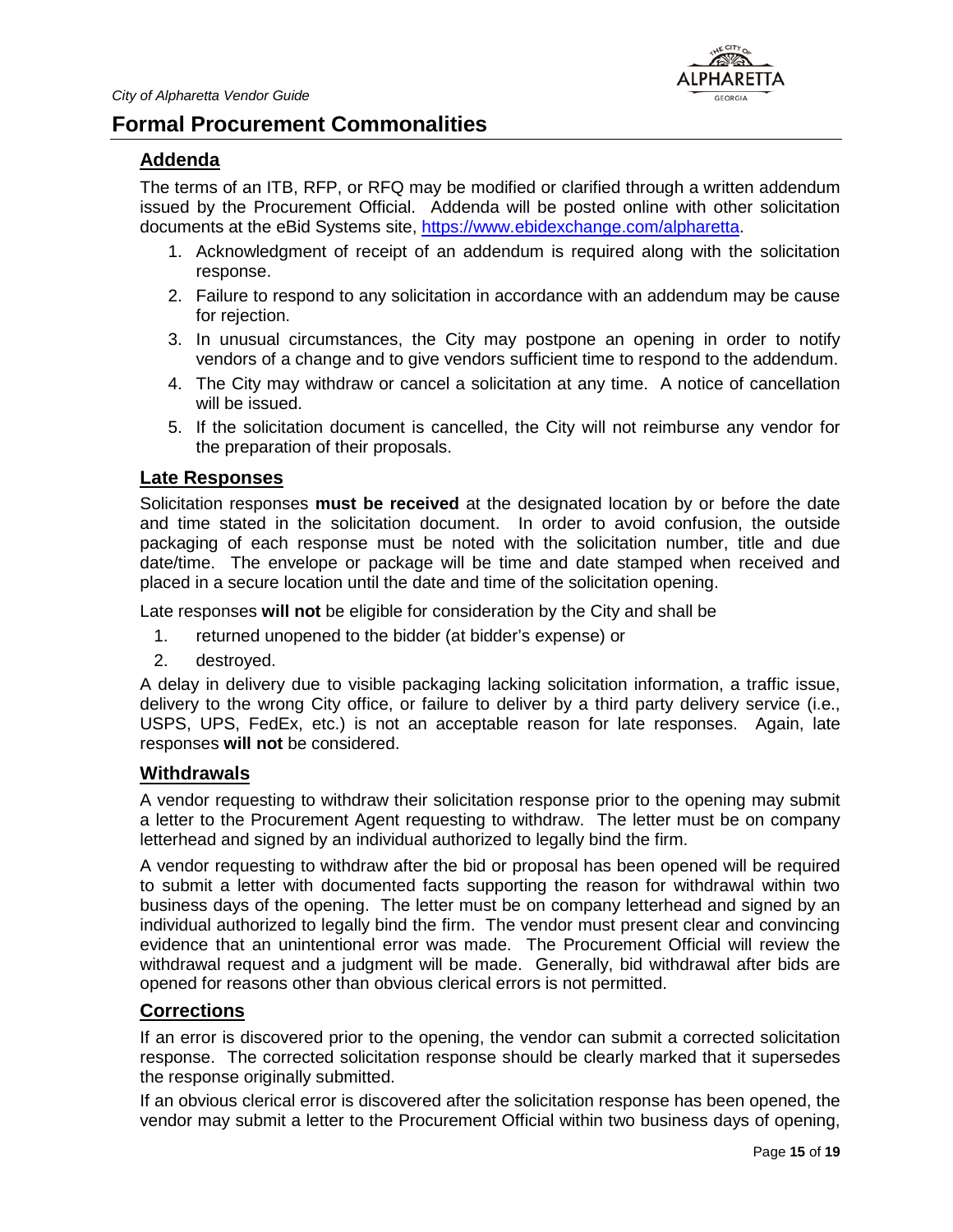# Formal Procurement Commonalities

## Addenda

The terms of an ITB, RFP, or RFQ may be modified or clarified through a written addendum issued by the Procurement Official. Addenda will be posted online with other solicitation documents at the eBid Systems site, https://www.ebidexchange.com/alpharetta.

1. Acknowledgment of receipt of an addendum is required along with the solicitation response.
2. Failure to respond to any solicitation in accordance with an addendum may be cause for rejection.
3. In unusual circumstances, the City may postpone an opening in order to notify vendors of a change and to give vendors sufficient time to respond to the addendum.
4. The City may withdraw or cancel a solicitation at any time. A notice of cancellation will be issued.
5. If the solicitation document is cancelled, the City will not reimburse any vendor for the preparation of their proposals.

## Late Responses

Solicitation responses **must be received** at the designated location by or before the date and time stated in the solicitation document. In order to avoid confusion, the outside packaging of each response must be noted with the solicitation number, title and due date/time. The envelope or package will be time and date stamped when received and placed in a secure location until the date and time of the solicitation opening.

Late responses **will not** be eligible for consideration by the City and shall be

1. returned unopened to the bidder (at bidder's expense) or
2. destroyed.

A delay in delivery due to visible packaging lacking solicitation information, a traffic issue, delivery to the wrong City office, or failure to deliver by a third party delivery service (i.e., USPS, UPS, FedEx, etc.) is not an acceptable reason for late responses. Again, late responses **will not** be considered.

## Withdrawals

A vendor requesting to withdraw their solicitation response prior to the opening may submit a letter to the Procurement Agent requesting to withdraw. The letter must be on company letterhead and signed by an individual authorized to legally bind the firm.

A vendor requesting to withdraw after the bid or proposal has been opened will be required to submit a letter with documented facts supporting the reason for withdrawal within two business days of the opening. The letter must be on company letterhead and signed by an individual authorized to legally bind the firm. The vendor must present clear and convincing evidence that an unintentional error was made. The Procurement Official will review the withdrawal request and a judgment will be made. Generally, bid withdrawal after bids are opened for reasons other than obvious clerical errors is not permitted.

## Corrections

If an error is discovered prior to the opening, the vendor can submit a corrected solicitation response. The corrected solicitation response should be clearly marked that it supersedes the response originally submitted.

If an obvious clerical error is discovered after the solicitation response has been opened, the vendor may submit a letter to the Procurement Official within two business days of opening,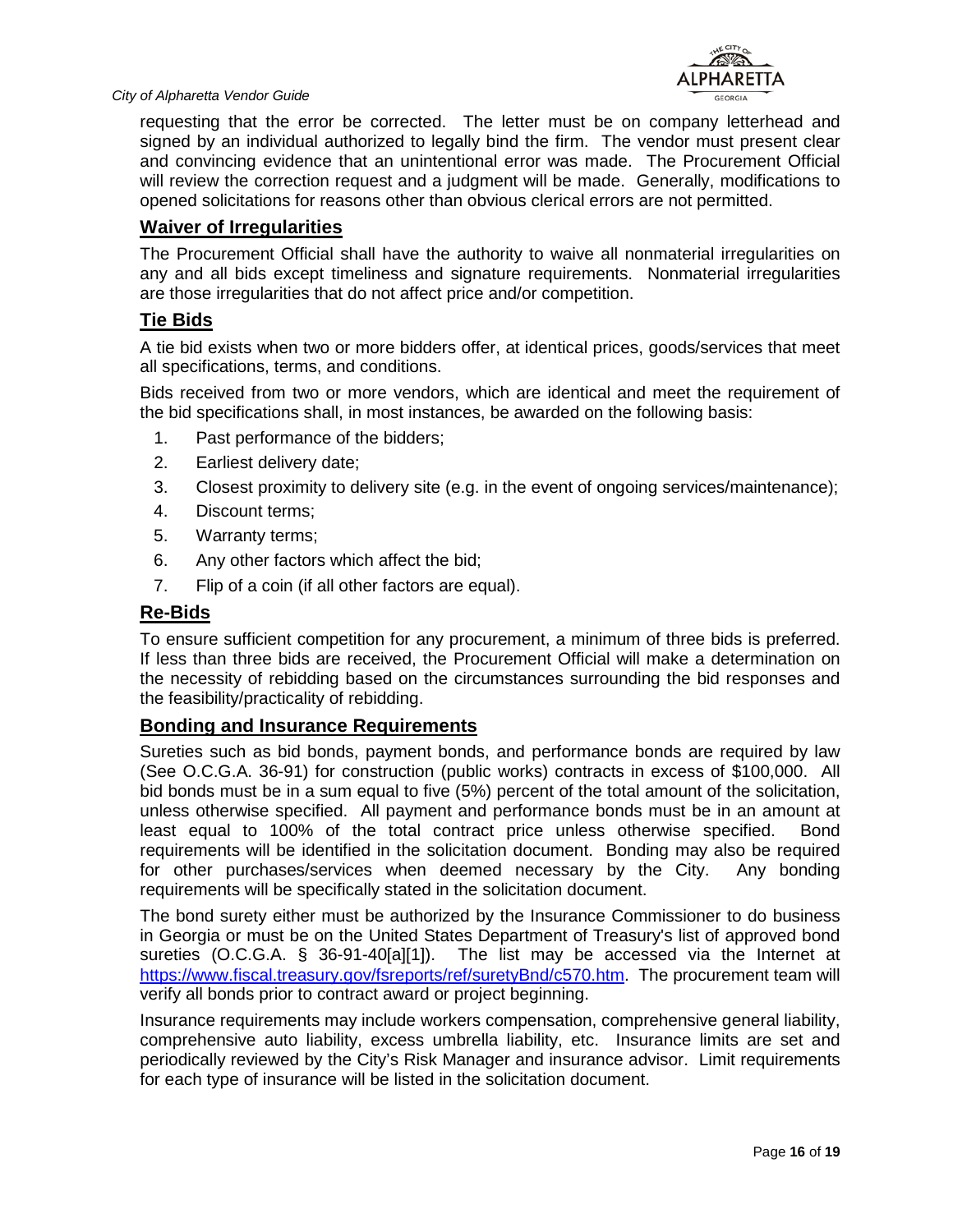requesting that the error be corrected. The letter must be on company letterhead and signed by an individual authorized to legally bind the firm. The vendor must present clear and convincing evidence that an unintentional error was made. The Procurement Official will review the correction request and a judgment will be made. Generally, modifications to opened solicitations for reasons other than obvious clerical errors are not permitted.

## Waiver of Irregularities

The Procurement Official shall have the authority to waive all nonmaterial irregularities on any and all bids except timeliness and signature requirements. Nonmaterial irregularities are those irregularities that do not affect price and/or competition.

## Tie Bids

A tie bid exists when two or more bidders offer, at identical prices, goods/services that meet all specifications, terms, and conditions.

Bids received from two or more vendors, which are identical and meet the requirement of the bid specifications shall, in most instances, be awarded on the following basis:

1. Past performance of the bidders;
2. Earliest delivery date;
3. Closest proximity to delivery site (e.g. in the event of ongoing services/maintenance);
4. Discount terms;
5. Warranty terms;
6. Any other factors which affect the bid;
7. Flip of a coin (if all other factors are equal).

## Re-Bids

To ensure sufficient competition for any procurement, a minimum of three bids is preferred. If less than three bids are received, the Procurement Official will make a determination on the necessity of rebidding based on the circumstances surrounding the bid responses and the feasibility/practicality of rebidding.

## Bonding and Insurance Requirements

Sureties such as bid bonds, payment bonds, and performance bonds are required by law (See O.C.G.A. 36-91) for construction (public works) contracts in excess of $100,000. All bid bonds must be in a sum equal to five (5%) percent of the total amount of the solicitation, unless otherwise specified. All payment and performance bonds must be in an amount at least equal to 100% of the total contract price unless otherwise specified. Bond requirements will be identified in the solicitation document. Bonding may also be required for other purchases/services when deemed necessary by the City. Any bonding requirements will be specifically stated in the solicitation document.

The bond surety either must be authorized by the Insurance Commissioner to do business in Georgia or must be on the United States Department of Treasury's list of approved bond sureties (O.C.G.A. § 36-91-40[a][1]). The list may be accessed via the Internet at https://www.fiscal.treasury.gov/fsreports/ref/suretyBnd/c570.htm. The procurement team will verify all bonds prior to contract award or project beginning.

Insurance requirements may include workers compensation, comprehensive general liability, comprehensive auto liability, excess umbrella liability, etc. Insurance limits are set and periodically reviewed by the City's Risk Manager and insurance advisor. Limit requirements for each type of insurance will be listed in the solicitation document.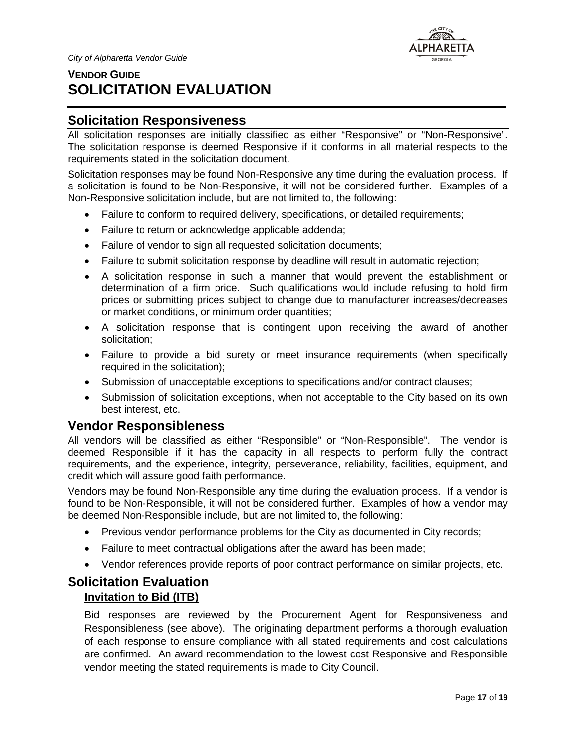# VENDOR GUIDE
# SOLICITATION EVALUATION

## Solicitation Responsiveness

All solicitation responses are initially classified as either "Responsive" or "Non-Responsive". The solicitation response is deemed Responsive if it conforms in all material respects to the requirements stated in the solicitation document.

Solicitation responses may be found Non-Responsive any time during the evaluation process. If a solicitation is found to be Non-Responsive, it will not be considered further. Examples of a Non-Responsive solicitation include, but are not limited to, the following:

- Failure to conform to required delivery, specifications, or detailed requirements;
- Failure to return or acknowledge applicable addenda;
- Failure of vendor to sign all requested solicitation documents;
- Failure to submit solicitation response by deadline will result in automatic rejection;
- A solicitation response in such a manner that would prevent the establishment or determination of a firm price. Such qualifications would include refusing to hold firm prices or submitting prices subject to change due to manufacturer increases/decreases or market conditions, or minimum order quantities;
- A solicitation response that is contingent upon receiving the award of another solicitation;
- Failure to provide a bid surety or meet insurance requirements (when specifically required in the solicitation);
- Submission of unacceptable exceptions to specifications and/or contract clauses;
- Submission of solicitation exceptions, when not acceptable to the City based on its own best interest, etc.

## Vendor Responsibleness

All vendors will be classified as either "Responsible" or "Non-Responsible". The vendor is deemed Responsible if it has the capacity in all respects to perform fully the contract requirements, and the experience, integrity, perseverance, reliability, facilities, equipment, and credit which will assure good faith performance.

Vendors may be found Non-Responsible any time during the evaluation process. If a vendor is found to be Non-Responsible, it will not be considered further. Examples of how a vendor may be deemed Non-Responsible include, but are not limited to, the following:

- Previous vendor performance problems for the City as documented in City records;
- Failure to meet contractual obligations after the award has been made;
- Vendor references provide reports of poor contract performance on similar projects, etc.

## Solicitation Evaluation

### Invitation to Bid (ITB)

Bid responses are reviewed by the Procurement Agent for Responsiveness and Responsibleness (see above). The originating department performs a thorough evaluation of each response to ensure compliance with all stated requirements and cost calculations are confirmed. An award recommendation to the lowest cost Responsive and Responsible vendor meeting the stated requirements is made to City Council.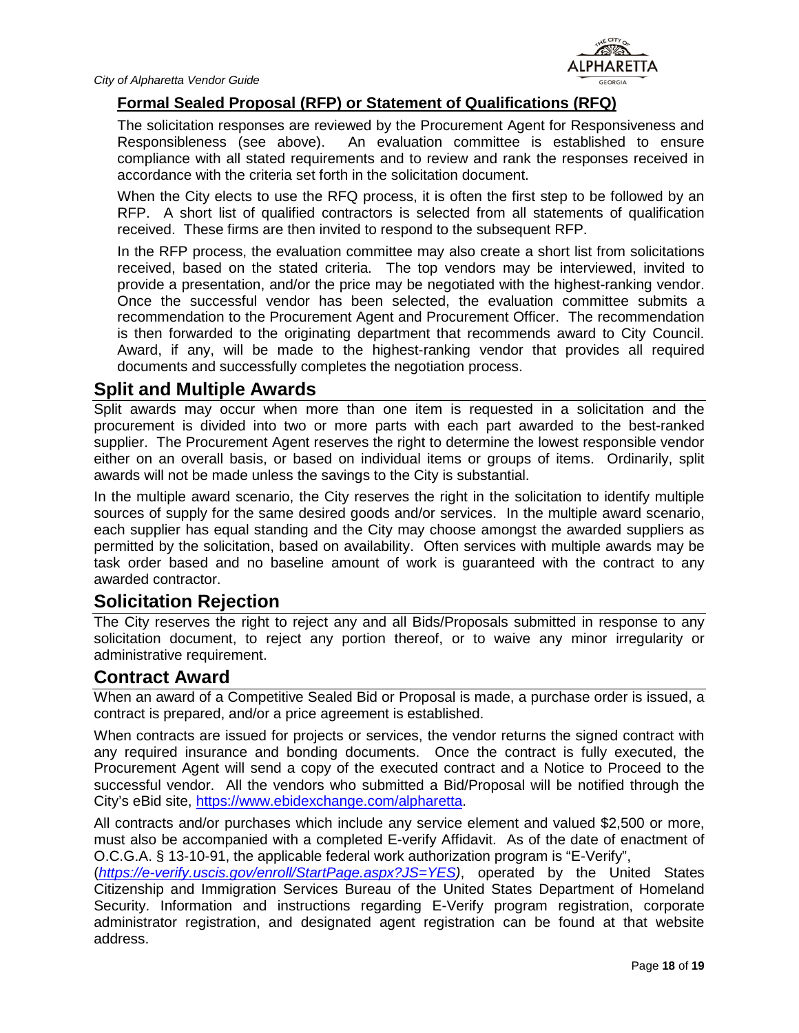### Formal Sealed Proposal (RFP) or Statement of Qualifications (RFQ)

The solicitation responses are reviewed by the Procurement Agent for Responsiveness and Responsibleness (see above). An evaluation committee is established to ensure compliance with all stated requirements and to review and rank the responses received in accordance with the criteria set forth in the solicitation document.

When the City elects to use the RFQ process, it is often the first step to be followed by an RFP. A short list of qualified contractors is selected from all statements of qualification received. These firms are then invited to respond to the subsequent RFP.

In the RFP process, the evaluation committee may also create a short list from solicitations received, based on the stated criteria. The top vendors may be interviewed, invited to provide a presentation, and/or the price may be negotiated with the highest-ranking vendor. Once the successful vendor has been selected, the evaluation committee submits a recommendation to the Procurement Agent and Procurement Officer. The recommendation is then forwarded to the originating department that recommends award to City Council. Award, if any, will be made to the highest-ranking vendor that provides all required documents and successfully completes the negotiation process.

## Split and Multiple Awards

Split awards may occur when more than one item is requested in a solicitation and the procurement is divided into two or more parts with each part awarded to the best-ranked supplier. The Procurement Agent reserves the right to determine the lowest responsible vendor either on an overall basis, or based on individual items or groups of items. Ordinarily, split awards will not be made unless the savings to the City is substantial.

In the multiple award scenario, the City reserves the right in the solicitation to identify multiple sources of supply for the same desired goods and/or services. In the multiple award scenario, each supplier has equal standing and the City may choose amongst the awarded suppliers as permitted by the solicitation, based on availability. Often services with multiple awards may be task order based and no baseline amount of work is guaranteed with the contract to any awarded contractor.

## Solicitation Rejection

The City reserves the right to reject any and all Bids/Proposals submitted in response to any solicitation document, to reject any portion thereof, or to waive any minor irregularity or administrative requirement.

## Contract Award

When an award of a Competitive Sealed Bid or Proposal is made, a purchase order is issued, a contract is prepared, and/or a price agreement is established.

When contracts are issued for projects or services, the vendor returns the signed contract with any required insurance and bonding documents. Once the contract is fully executed, the Procurement Agent will send a copy of the executed contract and a Notice to Proceed to the successful vendor. All the vendors who submitted a Bid/Proposal will be notified through the City's eBid site, https://www.ebidexchange.com/alpharetta.

All contracts and/or purchases which include any service element and valued $2,500 or more, must also be accompanied with a completed E-verify Affidavit. As of the date of enactment of O.C.G.A. § 13-10-91, the applicable federal work authorization program is "E-Verify", (*https://e-verify.uscis.gov/enroll/StartPage.aspx?JS=YES*), operated by the United States Citizenship and Immigration Services Bureau of the United States Department of Homeland Security. Information and instructions regarding E-Verify program registration, corporate administrator registration, and designated agent registration can be found at that website address.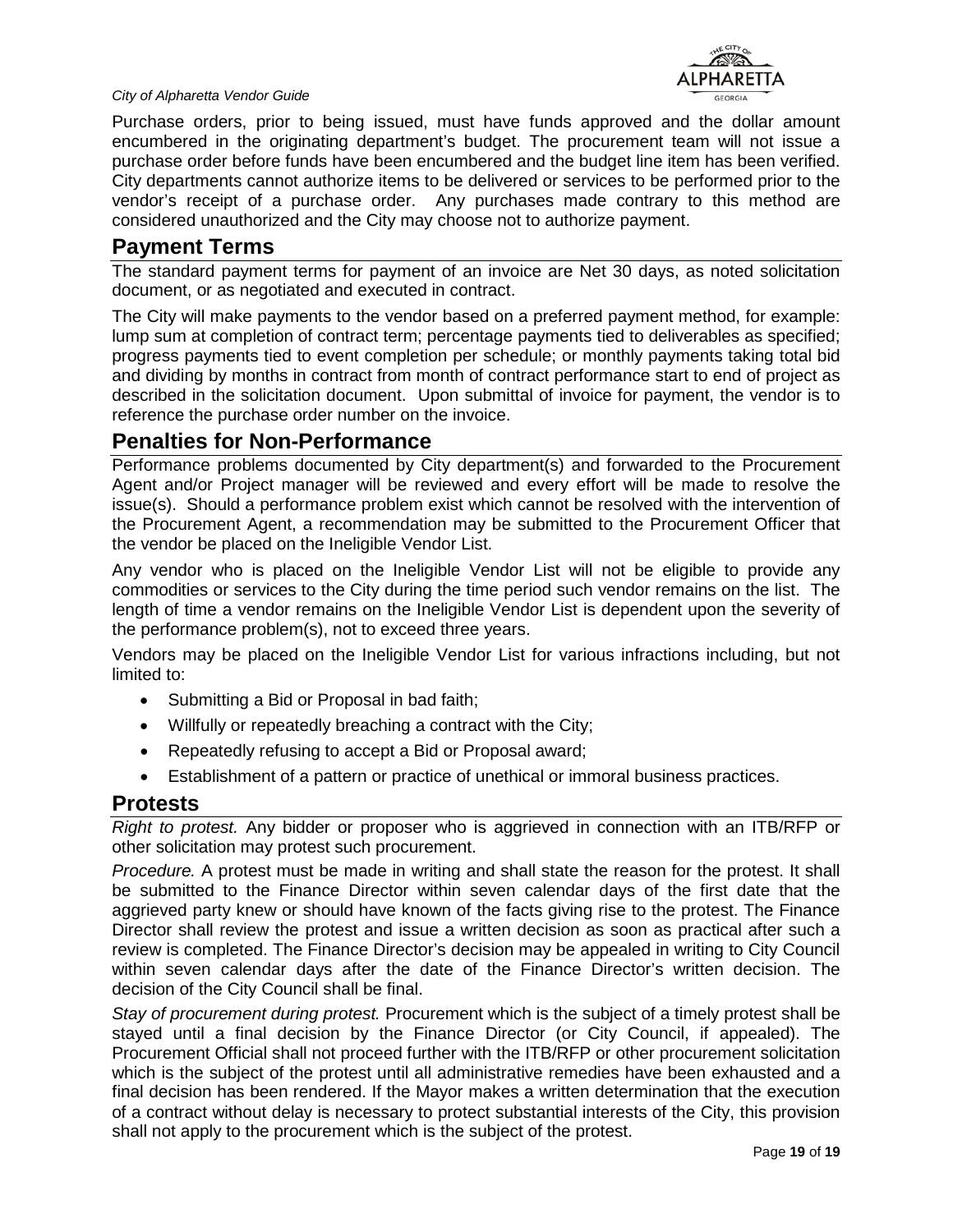Purchase orders, prior to being issued, must have funds approved and the dollar amount encumbered in the originating department's budget. The procurement team will not issue a purchase order before funds have been encumbered and the budget line item has been verified. City departments cannot authorize items to be delivered or services to be performed prior to the vendor's receipt of a purchase order. Any purchases made contrary to this method are considered unauthorized and the City may choose not to authorize payment.

## Payment Terms

The standard payment terms for payment of an invoice are Net 30 days, as noted solicitation document, or as negotiated and executed in contract.

The City will make payments to the vendor based on a preferred payment method, for example: lump sum at completion of contract term; percentage payments tied to deliverables as specified; progress payments tied to event completion per schedule; or monthly payments taking total bid and dividing by months in contract from month of contract performance start to end of project as described in the solicitation document. Upon submittal of invoice for payment, the vendor is to reference the purchase order number on the invoice.

## Penalties for Non-Performance

Performance problems documented by City department(s) and forwarded to the Procurement Agent and/or Project manager will be reviewed and every effort will be made to resolve the issue(s). Should a performance problem exist which cannot be resolved with the intervention of the Procurement Agent, a recommendation may be submitted to the Procurement Officer that the vendor be placed on the Ineligible Vendor List.

Any vendor who is placed on the Ineligible Vendor List will not be eligible to provide any commodities or services to the City during the time period such vendor remains on the list. The length of time a vendor remains on the Ineligible Vendor List is dependent upon the severity of the performance problem(s), not to exceed three years.

Vendors may be placed on the Ineligible Vendor List for various infractions including, but not limited to:

- Submitting a Bid or Proposal in bad faith;
- Willfully or repeatedly breaching a contract with the City;
- Repeatedly refusing to accept a Bid or Proposal award;
- Establishment of a pattern or practice of unethical or immoral business practices.

## Protests

*Right to protest.* Any bidder or proposer who is aggrieved in connection with an ITB/RFP or other solicitation may protest such procurement.

*Procedure.* A protest must be made in writing and shall state the reason for the protest. It shall be submitted to the Finance Director within seven calendar days of the first date that the aggrieved party knew or should have known of the facts giving rise to the protest. The Finance Director shall review the protest and issue a written decision as soon as practical after such a review is completed. The Finance Director's decision may be appealed in writing to City Council within seven calendar days after the date of the Finance Director's written decision. The decision of the City Council shall be final.

*Stay of procurement during protest.* Procurement which is the subject of a timely protest shall be stayed until a final decision by the Finance Director (or City Council, if appealed). The Procurement Official shall not proceed further with the ITB/RFP or other procurement solicitation which is the subject of the protest until all administrative remedies have been exhausted and a final decision has been rendered. If the Mayor makes a written determination that the execution of a contract without delay is necessary to protect substantial interests of the City, this provision shall not apply to the procurement which is the subject of the protest.